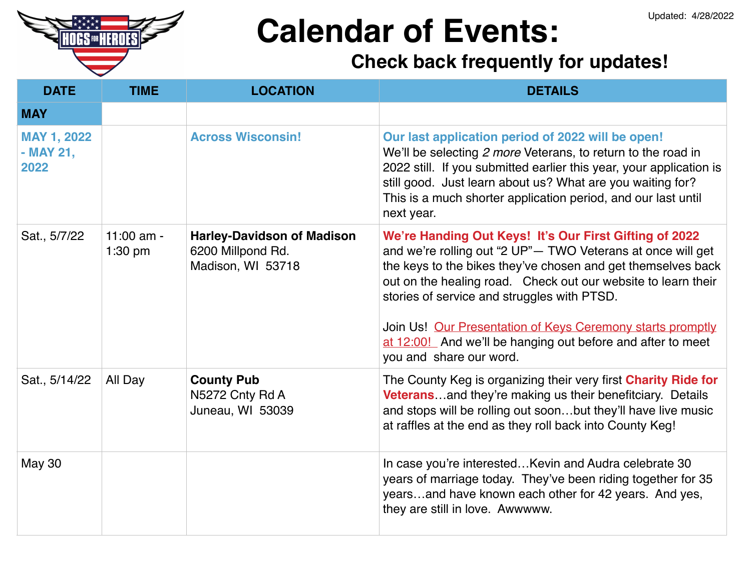Updated: 4/28/2022

# Calendar of Events:

## Check back frequently for updates!

| DATE | TIME | LOCATION | DETAILS |
|---|---|---|---|
| **MAY** | | | |
| **MAY 1, 2022 - MAY 21, 2022** | | **Across Wisconsin!** | **Our last application period of 2022 will be open!** We'll be selecting *2 more* Veterans, to return to the road in 2022 still. If you submitted earlier this year, your application is still good. Just learn about us? What are you waiting for? This is a much shorter application period, and our last until next year. |
| Sat., 5/7/22 | 11:00 am - 1:30 pm | **Harley-Davidson of Madison** 6200 Millpond Rd. Madison, WI 53718 | **We're Handing Out Keys! It's Our First Gifting of 2022** and we're rolling out "2 UP"— TWO Veterans at once will get the keys to the bikes they've chosen and get themselves back out on the healing road. Check out our website to learn their stories of service and struggles with PTSD. <br><br> Join Us! Our Presentation of Keys Ceremony starts promptly at 12:00! And we'll be hanging out before and after to meet you and share our word. |
| Sat., 5/14/22 | All Day | **County Pub** N5272 Cnty Rd A Juneau, WI 53039 | The County Keg is organizing their very first **Charity Ride for Veterans**…and they're making us their benefitciary. Details and stops will be rolling out soon…but they'll have live music at raffles at the end as they roll back into County Keg! |
| May 30 | | | In case you're interested…Kevin and Audra celebrate 30 years of marriage today. They've been riding together for 35 years…and have known each other for 42 years. And yes, they are still in love. Awwwww. |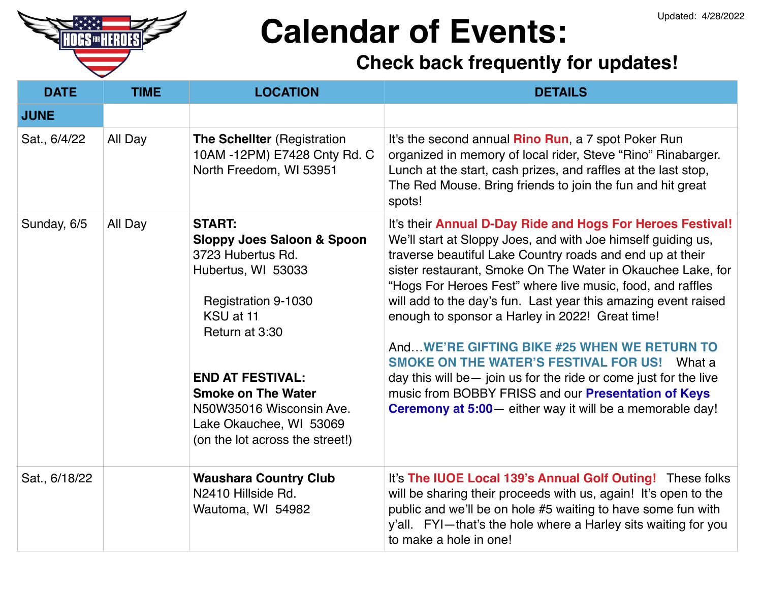Updated: 4/28/2022

# Calendar of Events:

## Check back frequently for updates!

| DATE | TIME | LOCATION | DETAILS |
|---|---|---|---|
| **JUNE** | | | |
| Sat., 6/4/22 | All Day | **The Schellter** (Registration 10AM -12PM) E7428 Cnty Rd. C North Freedom, WI 53951 | It's the second annual **Rino Run**, a 7 spot Poker Run organized in memory of local rider, Steve "Rino" Rinabarger. Lunch at the start, cash prizes, and raffles at the last stop, The Red Mouse. Bring friends to join the fun and hit great spots! |
| Sunday, 6/5 | All Day | **START:** **Sloppy Joes Saloon & Spoon** 3723 Hubertus Rd. Hubertus, WI 53033 <br> Registration 9-1030 <br> KSU at 11 <br> Return at 3:30 <br><br> **END AT FESTIVAL:** **Smoke on The Water** N50W35016 Wisconsin Ave. Lake Okauchee, WI 53069 (on the lot across the street!) | It's their **Annual D-Day Ride and Hogs For Heroes Festival!** We'll start at Sloppy Joes, and with Joe himself guiding us, traverse beautiful Lake Country roads and end up at their sister restaurant, Smoke On The Water in Okauchee Lake, for "Hogs For Heroes Fest" where live music, food, and raffles will add to the day's fun. Last year this amazing event raised enough to sponsor a Harley in 2022! Great time! <br><br> And…**WE'RE GIFTING BIKE #25 WHEN WE RETURN TO SMOKE ON THE WATER'S FESTIVAL FOR US!** What a day this will be— join us for the ride or come just for the live music from BOBBY FRISS and our **Presentation of Keys Ceremony at 5:00**— either way it will be a memorable day! |
| Sat., 6/18/22 | | **Waushara Country Club** N2410 Hillside Rd. Wautoma, WI 54982 | It's **The IUOE Local 139's Annual Golf Outing!** These folks will be sharing their proceeds with us, again! It's open to the public and we'll be on hole #5 waiting to have some fun with y'all. FYI—that's the hole where a Harley sits waiting for you to make a hole in one! |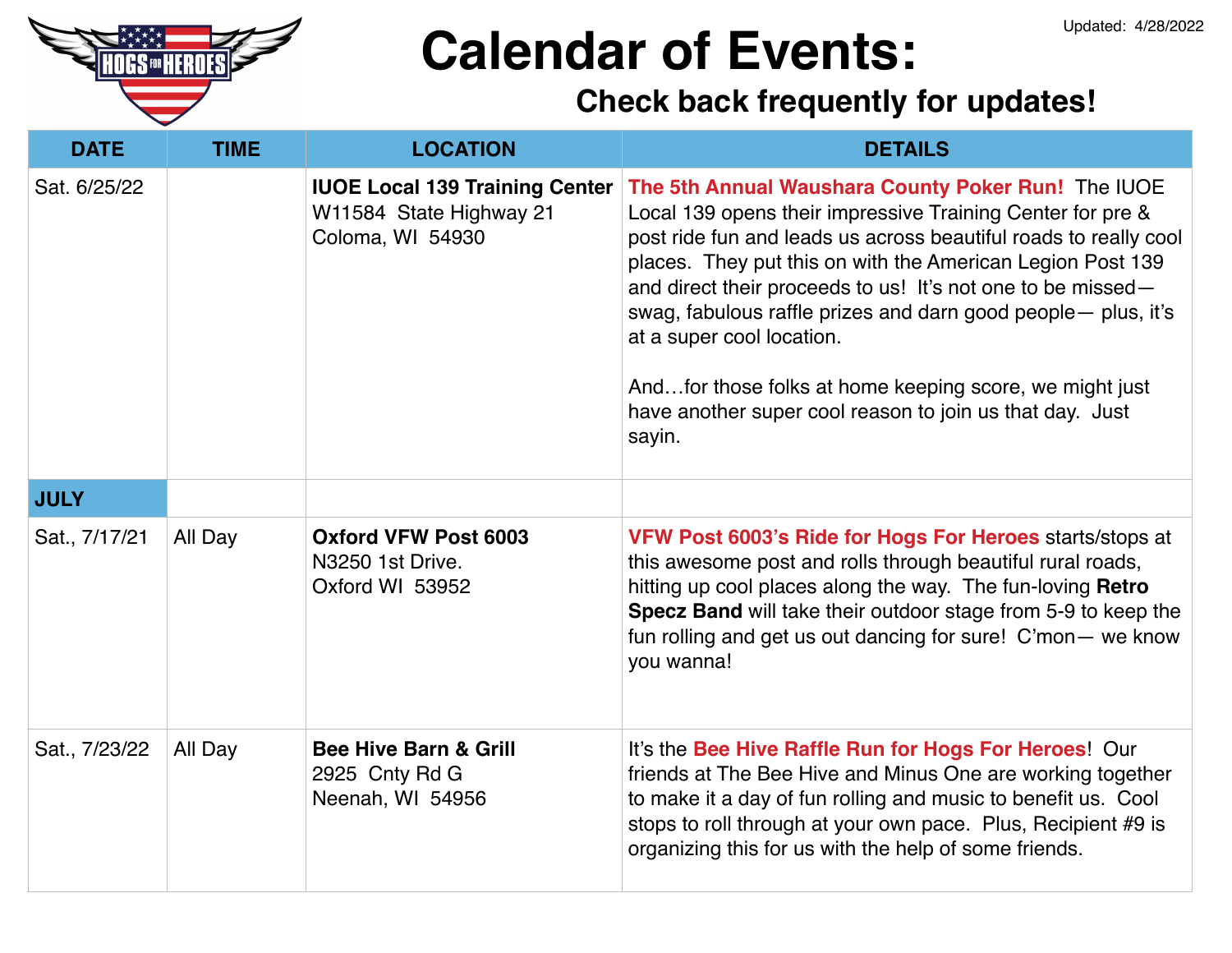Updated: 4/28/2022

# Calendar of Events:

## Check back frequently for updates!

| DATE | TIME | LOCATION | DETAILS |
|---|---|---|---|
| Sat. 6/25/22 | | **IUOE Local 139 Training Center** W11584 State Highway 21 Coloma, WI 54930 | **The 5th Annual Waushara County Poker Run!** The IUOE Local 139 opens their impressive Training Center for pre & post ride fun and leads us across beautiful roads to really cool places. They put this on with the American Legion Post 139 and direct their proceeds to us! It's not one to be missed— swag, fabulous raffle prizes and darn good people— plus, it's at a super cool location. And…for those folks at home keeping score, we might just have another super cool reason to join us that day. Just sayin. |
| **JULY** | | | |
| Sat., 7/17/21 | All Day | **Oxford VFW Post 6003** N3250 1st Drive. Oxford WI 53952 | **VFW Post 6003's Ride for Hogs For Heroes** starts/stops at this awesome post and rolls through beautiful rural roads, hitting up cool places along the way. The fun-loving **Retro Specz Band** will take their outdoor stage from 5-9 to keep the fun rolling and get us out dancing for sure! C'mon— we know you wanna! |
| Sat., 7/23/22 | All Day | **Bee Hive Barn & Grill** 2925 Cnty Rd G Neenah, WI 54956 | It's the **Bee Hive Raffle Run for Hogs For Heroes**! Our friends at The Bee Hive and Minus One are working together to make it a day of fun rolling and music to benefit us. Cool stops to roll through at your own pace. Plus, Recipient #9 is organizing this for us with the help of some friends. |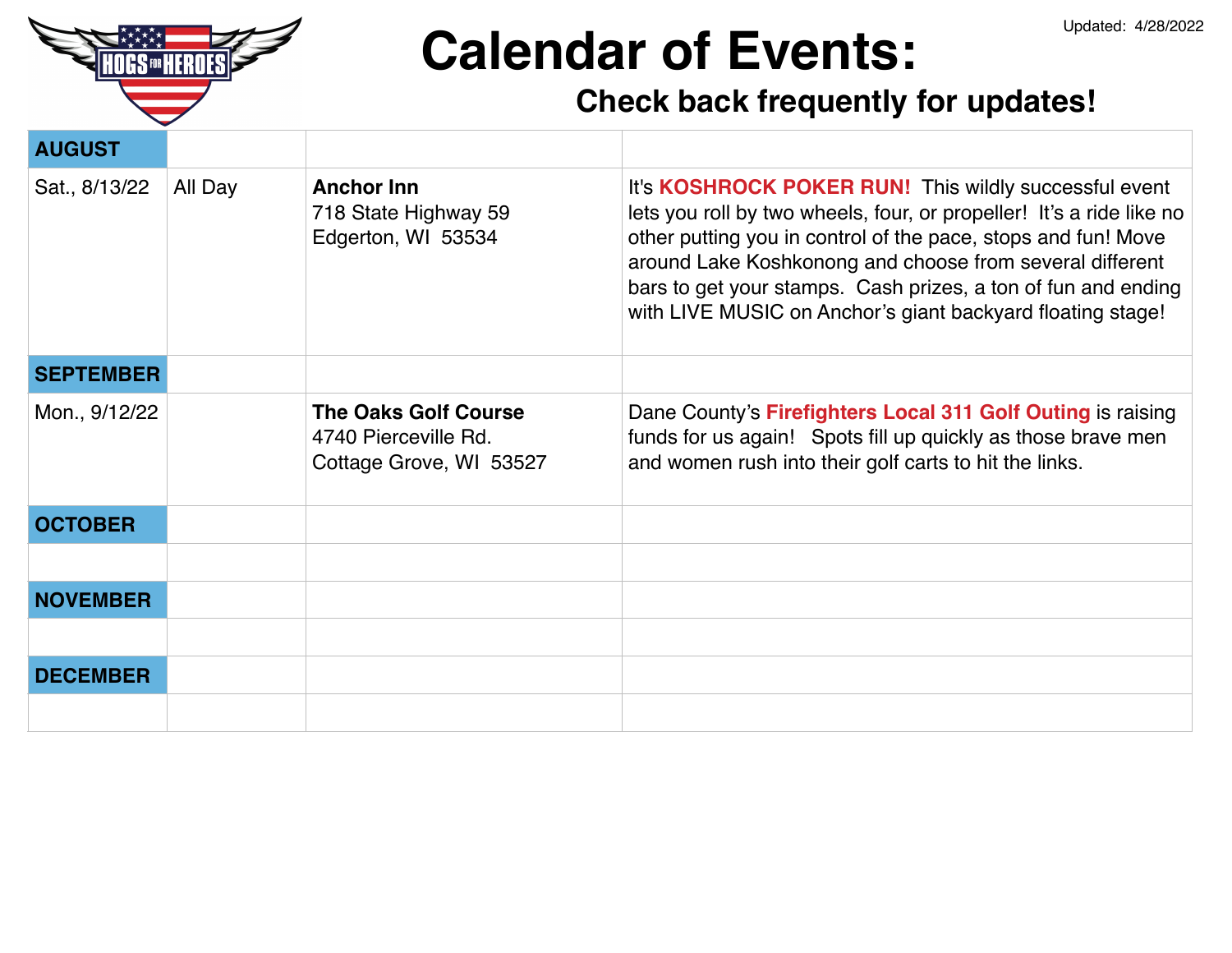Updated: 4/28/2022

# Calendar of Events:

## Check back frequently for updates!

| | | | |
|---|---|---|---|
| **AUGUST** | | | |
| Sat., 8/13/22 | All Day | **Anchor Inn**<br>718 State Highway 59<br>Edgerton, WI 53534 | It's **KOSHROCK POKER RUN!** This wildly successful event lets you roll by two wheels, four, or propeller! It's a ride like no other putting you in control of the pace, stops and fun! Move around Lake Koshkonong and choose from several different bars to get your stamps. Cash prizes, a ton of fun and ending with LIVE MUSIC on Anchor's giant backyard floating stage! |
| **SEPTEMBER** | | | |
| Mon., 9/12/22 | | **The Oaks Golf Course**<br>4740 Pierceville Rd.<br>Cottage Grove, WI 53527 | Dane County's **Firefighters Local 311 Golf Outing** is raising funds for us again! Spots fill up quickly as those brave men and women rush into their golf carts to hit the links. |
| **OCTOBER** | | | |
| | | | |
| **NOVEMBER** | | | |
| | | | |
| **DECEMBER** | | | |
| | | | |